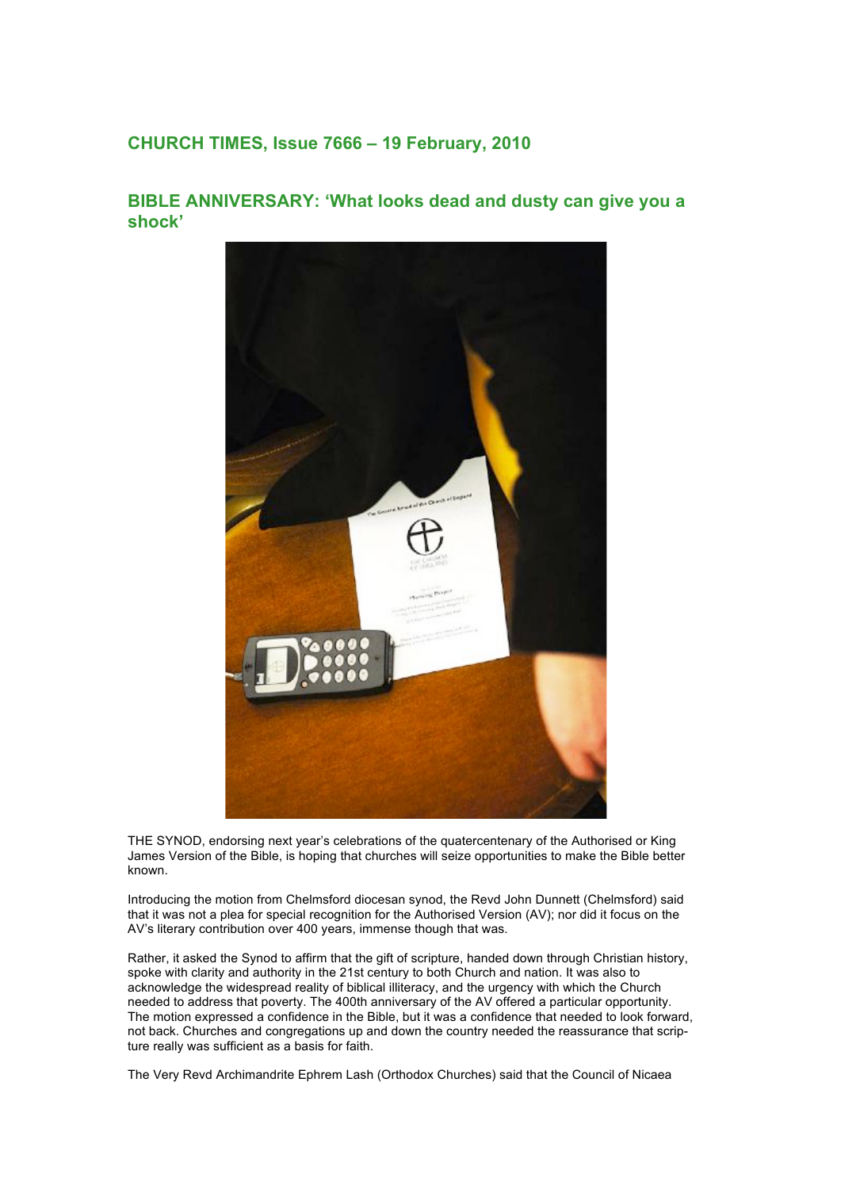## CHURCH TIMES, Issue 7666 – 19 February, 2010

## BIBLE ANNIVERSARY: 'What looks dead and dusty can give you a shock'

THE SYNOD, endorsing next year's celebrations of the quatercentenary of the Authorised or King James Version of the Bible, is hoping that churches will seize opportunities to make the Bible better known.

Introducing the motion from Chelmsford diocesan synod, the Revd John Dunnett (Chelmsford) said that it was not a plea for special recognition for the Authorised Version (AV); nor did it focus on the AV's literary contribution over 400 years, immense though that was.

Rather, it asked the Synod to affirm that the gift of scripture, handed down through Christian history, spoke with clarity and authority in the 21st century to both Church and nation. It was also to acknowledge the widespread reality of biblical illiteracy, and the urgency with which the Church needed to address that poverty. The 400th anniversary of the AV offered a particular opportunity. The motion expressed a confidence in the Bible, but it was a confidence that needed to look forward, not back. Churches and congregations up and down the country needed the reassurance that scripture really was sufficient as a basis for faith.

The Very Revd Archimandrite Ephrem Lash (Orthodox Churches) said that the Council of Nicaea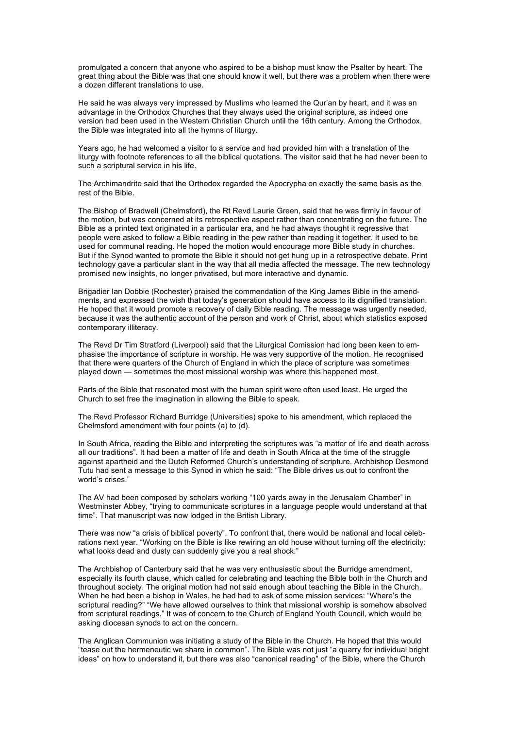promulgated a concern that anyone who aspired to be a bishop must know the Psalter by heart. The great thing about the Bible was that one should know it well, but there was a problem when there were a dozen different translations to use.

He said he was always very impressed by Muslims who learned the Qur'an by heart, and it was an advantage in the Orthodox Churches that they always used the original scripture, as indeed one version had been used in the Western Christian Church until the 16th century. Among the Orthodox, the Bible was integrated into all the hymns of liturgy.

Years ago, he had welcomed a visitor to a service and had provided him with a translation of the liturgy with footnote references to all the biblical quotations. The visitor said that he had never been to such a scriptural service in his life.

The Archimandrite said that the Orthodox regarded the Apocrypha on exactly the same basis as the rest of the Bible.

The Bishop of Bradwell (Chelmsford), the Rt Revd Laurie Green, said that he was firmly in favour of the motion, but was concerned at its retrospective aspect rather than concentrating on the future. The Bible as a printed text originated in a particular era, and he had always thought it regressive that people were asked to follow a Bible reading in the pew rather than reading it together. It used to be used for communal reading. He hoped the motion would encourage more Bible study in churches. But if the Synod wanted to promote the Bible it should not get hung up in a retrospective debate. Print technology gave a particular slant in the way that all media affected the message. The new technology promised new insights, no longer privatised, but more interactive and dynamic.

Brigadier Ian Dobbie (Rochester) praised the commendation of the King James Bible in the amendments, and expressed the wish that today's generation should have access to its dignified translation. He hoped that it would promote a recovery of daily Bible reading. The message was urgently needed, because it was the authentic account of the person and work of Christ, about which statistics exposed contemporary illiteracy.

The Revd Dr Tim Stratford (Liverpool) said that the Liturgical Comission had long been keen to emphasise the importance of scripture in worship. He was very supportive of the motion. He recognised that there were quarters of the Church of England in which the place of scripture was sometimes played down — sometimes the most missional worship was where this happened most.

Parts of the Bible that resonated most with the human spirit were often used least. He urged the Church to set free the imagination in allowing the Bible to speak.

The Revd Professor Richard Burridge (Universities) spoke to his amendment, which replaced the Chelmsford amendment with four points (a) to (d).

In South Africa, reading the Bible and interpreting the scriptures was "a matter of life and death across all our traditions". It had been a matter of life and death in South Africa at the time of the struggle against apartheid and the Dutch Reformed Church's understanding of scripture. Archbishop Desmond Tutu had sent a message to this Synod in which he said: "The Bible drives us out to confront the world's crises."

The AV had been composed by scholars working "100 yards away in the Jerusalem Chamber" in Westminster Abbey, "trying to communicate scriptures in a language people would understand at that time". That manuscript was now lodged in the British Library.

There was now "a crisis of biblical poverty". To confront that, there would be national and local celebrations next year. "Working on the Bible is like rewiring an old house without turning off the electricity: what looks dead and dusty can suddenly give you a real shock."

The Archbishop of Canterbury said that he was very enthusiastic about the Burridge amendment, especially its fourth clause, which called for celebrating and teaching the Bible both in the Church and throughout society. The original motion had not said enough about teaching the Bible in the Church. When he had been a bishop in Wales, he had had to ask of some mission services: "Where's the scriptural reading?" "We have allowed ourselves to think that missional worship is somehow absolved from scriptural readings." It was of concern to the Church of England Youth Council, which would be asking diocesan synods to act on the concern.

The Anglican Communion was initiating a study of the Bible in the Church. He hoped that this would "tease out the hermeneutic we share in common". The Bible was not just "a quarry for individual bright ideas" on how to understand it, but there was also "canonical reading" of the Bible, where the Church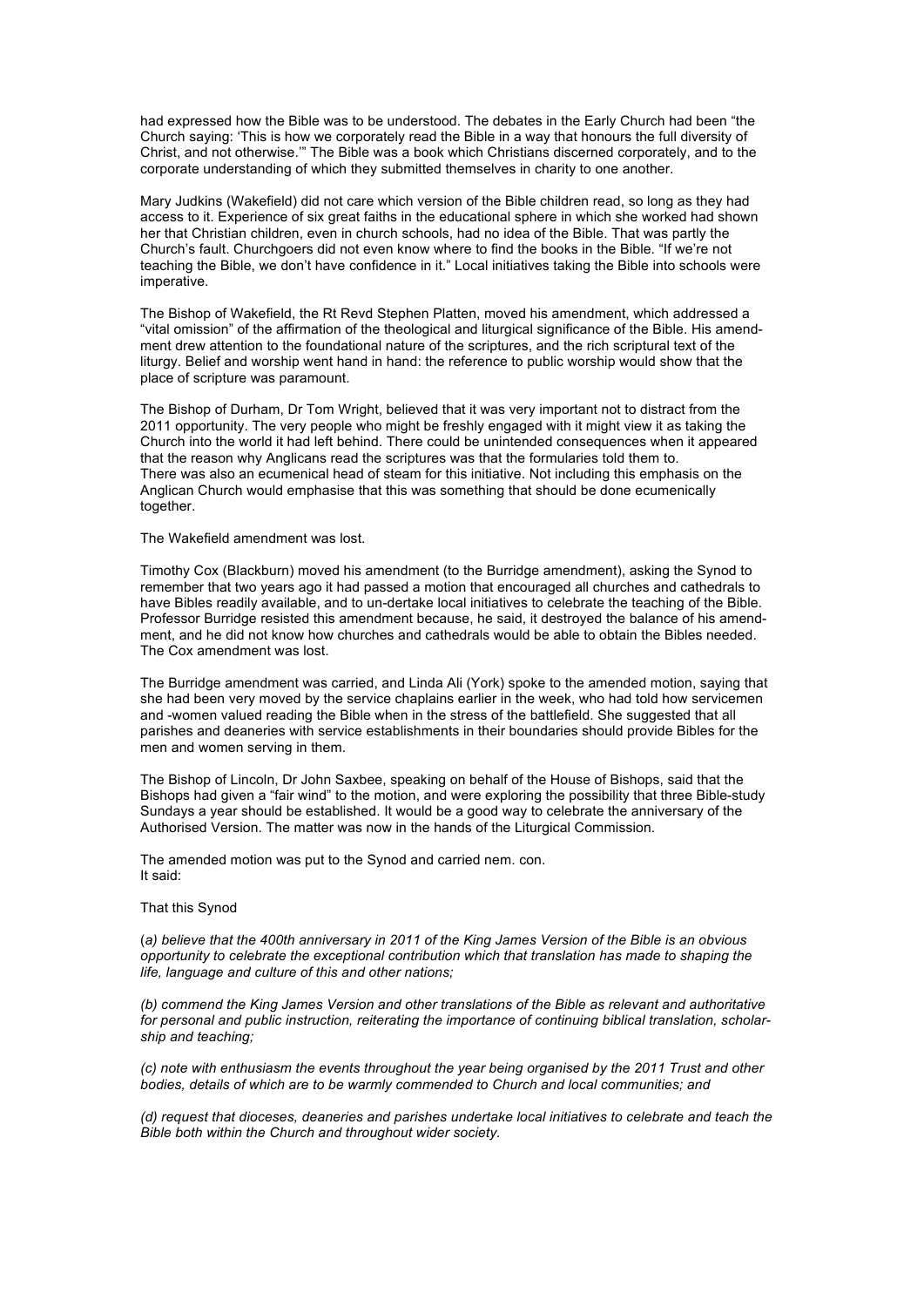had expressed how the Bible was to be understood. The debates in the Early Church had been “the Church saying: ‘This is how we corporately read the Bible in a way that honours the full diversity of Christ, and not otherwise.’” The Bible was a book which Christians discerned corporately, and to the corporate understanding of which they submitted themselves in charity to one another.

Mary Judkins (Wakefield) did not care which version of the Bible children read, so long as they had access to it. Experience of six great faiths in the educational sphere in which she worked had shown her that Christian children, even in church schools, had no idea of the Bible. That was partly the Church’s fault. Churchgoers did not even know where to find the books in the Bible. “If we’re not teaching the Bible, we don’t have confidence in it.” Local initiatives taking the Bible into schools were imperative.

The Bishop of Wakefield, the Rt Revd Stephen Platten, moved his amendment, which addressed a “vital omission” of the affirmation of the theological and liturgical significance of the Bible. His amendment drew attention to the foundational nature of the scriptures, and the rich scriptural text of the liturgy. Belief and worship went hand in hand: the reference to public worship would show that the place of scripture was paramount.

The Bishop of Durham, Dr Tom Wright, believed that it was very important not to distract from the 2011 opportunity. The very people who might be freshly engaged with it might view it as taking the Church into the world it had left behind. There could be unintended consequences when it appeared that the reason why Anglicans read the scriptures was that the formularies told them to.
There was also an ecumenical head of steam for this initiative. Not including this emphasis on the Anglican Church would emphasise that this was something that should be done ecumenically together.

The Wakefield amendment was lost.

Timothy Cox (Blackburn) moved his amendment (to the Burridge amendment), asking the Synod to remember that two years ago it had passed a motion that encouraged all churches and cathedrals to have Bibles readily available, and to un-dertake local initiatives to celebrate the teaching of the Bible. Professor Burridge resisted this amendment because, he said, it destroyed the balance of his amendment, and he did not know how churches and cathedrals would be able to obtain the Bibles needed. The Cox amendment was lost.

The Burridge amendment was carried, and Linda Ali (York) spoke to the amended motion, saying that she had been very moved by the service chaplains earlier in the week, who had told how servicemen and -women valued reading the Bible when in the stress of the battlefield. She suggested that all parishes and deaneries with service establishments in their boundaries should provide Bibles for the men and women serving in them.

The Bishop of Lincoln, Dr John Saxbee, speaking on behalf of the House of Bishops, said that the Bishops had given a “fair wind” to the motion, and were exploring the possibility that three Bible-study Sundays a year should be established. It would be a good way to celebrate the anniversary of the Authorised Version. The matter was now in the hands of the Liturgical Commission.

The amended motion was put to the Synod and carried nem. con.
It said:

That this Synod

(*a) believe that the 400th anniversary in 2011 of the King James Version of the Bible is an obvious opportunity to celebrate the exceptional contribution which that translation has made to shaping the life, language and culture of this and other nations;*

*(b) commend the King James Version and other translations of the Bible as relevant and authoritative for personal and public instruction, reiterating the importance of continuing biblical translation, scholarship and teaching;*

*(c) note with enthusiasm the events throughout the year being organised by the 2011 Trust and other bodies, details of which are to be warmly commended to Church and local communities; and*

*(d) request that dioceses, deaneries and parishes undertake local initiatives to celebrate and teach the Bible both within the Church and throughout wider society.*